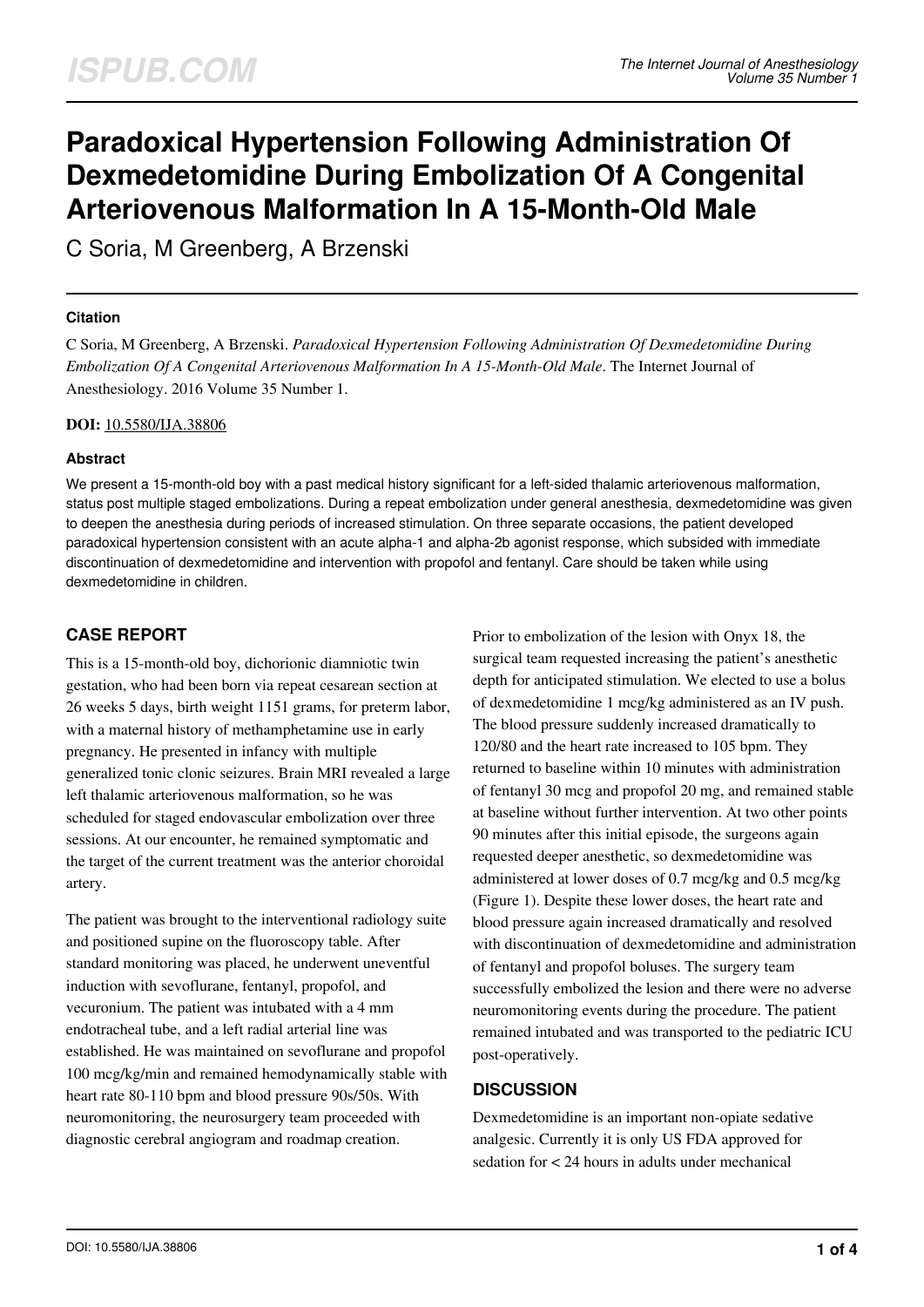# Paradoxical Hypertension Following Administration Of Dexmedetomidine During Embolization Of A Congenital Arteriovenous Malformation In A 15-Month-Old Male

C Soria, M Greenberg, A Brzenski

### Citation

C Soria, M Greenberg, A Brzenski. *Paradoxical Hypertension Following Administration Of Dexmedetomidine During Embolization Of A Congenital Arteriovenous Malformation In A 15-Month-Old Male*. The Internet Journal of Anesthesiology. 2016 Volume 35 Number 1.

**DOI:** 10.5580/IJA.38806

### Abstract

We present a 15-month-old boy with a past medical history significant for a left-sided thalamic arteriovenous malformation, status post multiple staged embolizations. During a repeat embolization under general anesthesia, dexmedetomidine was given to deepen the anesthesia during periods of increased stimulation. On three separate occasions, the patient developed paradoxical hypertension consistent with an acute alpha-1 and alpha-2b agonist response, which subsided with immediate discontinuation of dexmedetomidine and intervention with propofol and fentanyl. Care should be taken while using dexmedetomidine in children.

## CASE REPORT

This is a 15-month-old boy, dichorionic diamniotic twin gestation, who had been born via repeat cesarean section at 26 weeks 5 days, birth weight 1151 grams, for preterm labor, with a maternal history of methamphetamine use in early pregnancy. He presented in infancy with multiple generalized tonic clonic seizures. Brain MRI revealed a large left thalamic arteriovenous malformation, so he was scheduled for staged endovascular embolization over three sessions. At our encounter, he remained symptomatic and the target of the current treatment was the anterior choroidal artery.

The patient was brought to the interventional radiology suite and positioned supine on the fluoroscopy table. After standard monitoring was placed, he underwent uneventful induction with sevoflurane, fentanyl, propofol, and vecuronium. The patient was intubated with a 4 mm endotracheal tube, and a left radial arterial line was established. He was maintained on sevoflurane and propofol 100 mcg/kg/min and remained hemodynamically stable with heart rate 80-110 bpm and blood pressure 90s/50s. With neuromonitoring, the neurosurgery team proceeded with diagnostic cerebral angiogram and roadmap creation.

Prior to embolization of the lesion with Onyx 18, the surgical team requested increasing the patient's anesthetic depth for anticipated stimulation. We elected to use a bolus of dexmedetomidine 1 mcg/kg administered as an IV push. The blood pressure suddenly increased dramatically to 120/80 and the heart rate increased to 105 bpm. They returned to baseline within 10 minutes with administration of fentanyl 30 mcg and propofol 20 mg, and remained stable at baseline without further intervention. At two other points 90 minutes after this initial episode, the surgeons again requested deeper anesthetic, so dexmedetomidine was administered at lower doses of 0.7 mcg/kg and 0.5 mcg/kg (Figure 1). Despite these lower doses, the heart rate and blood pressure again increased dramatically and resolved with discontinuation of dexmedetomidine and administration of fentanyl and propofol boluses. The surgery team successfully embolized the lesion and there were no adverse neuromonitoring events during the procedure. The patient remained intubated and was transported to the pediatric ICU post-operatively.

## DISCUSSION

Dexmedetomidine is an important non-opiate sedative analgesic. Currently it is only US FDA approved for sedation for < 24 hours in adults under mechanical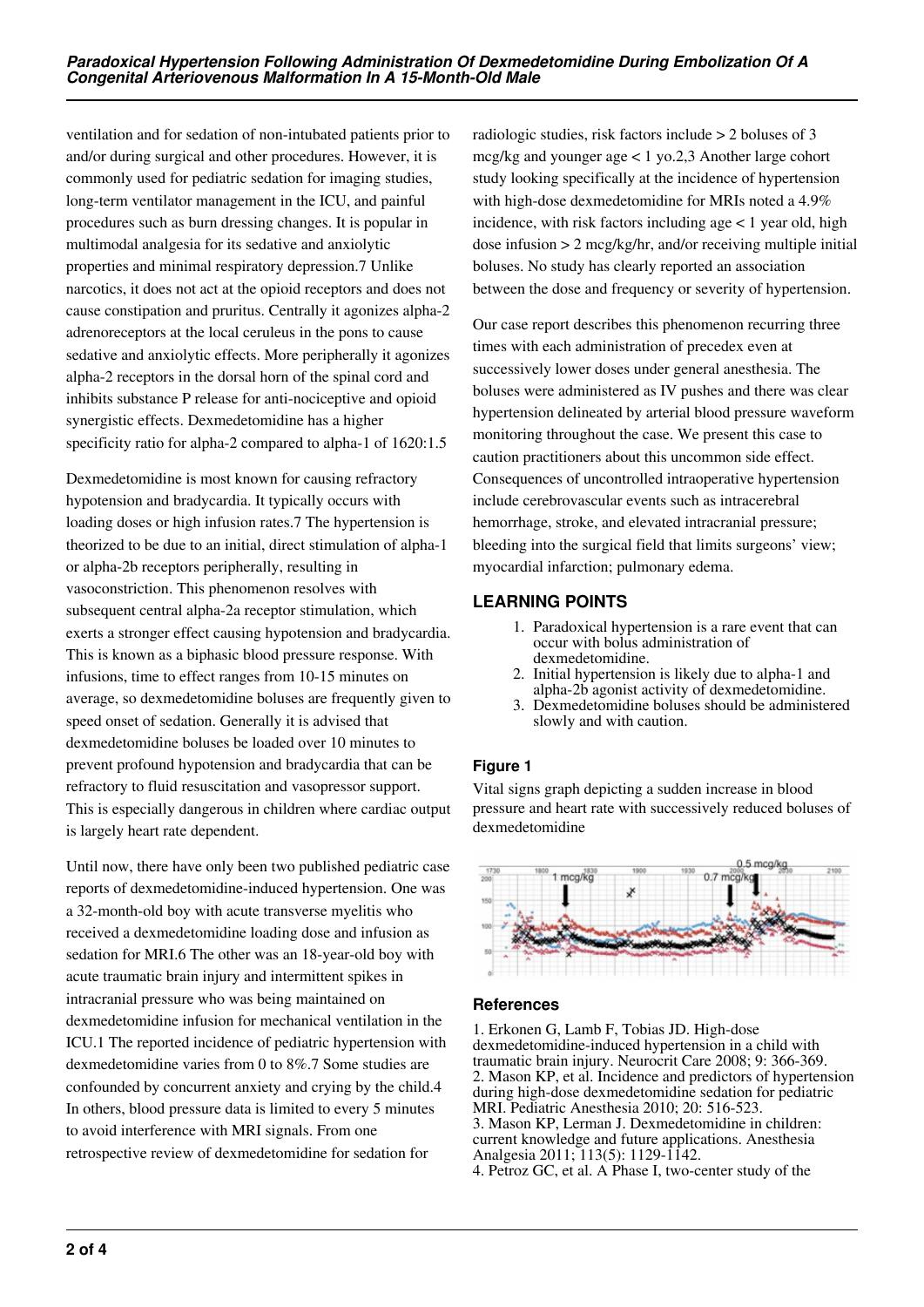ventilation and for sedation of non-intubated patients prior to and/or during surgical and other procedures. However, it is commonly used for pediatric sedation for imaging studies, long-term ventilator management in the ICU, and painful procedures such as burn dressing changes. It is popular in multimodal analgesia for its sedative and anxiolytic properties and minimal respiratory depression.7 Unlike narcotics, it does not act at the opioid receptors and does not cause constipation and pruritus. Centrally it agonizes alpha-2 adrenoreceptors at the local ceruleus in the pons to cause sedative and anxiolytic effects. More peripherally it agonizes alpha-2 receptors in the dorsal horn of the spinal cord and inhibits substance P release for anti-nociceptive and opioid synergistic effects. Dexmedetomidine has a higher specificity ratio for alpha-2 compared to alpha-1 of 1620:1.5

Dexmedetomidine is most known for causing refractory hypotension and bradycardia. It typically occurs with loading doses or high infusion rates.7 The hypertension is theorized to be due to an initial, direct stimulation of alpha-1 or alpha-2b receptors peripherally, resulting in vasoconstriction. This phenomenon resolves with subsequent central alpha-2a receptor stimulation, which exerts a stronger effect causing hypotension and bradycardia. This is known as a biphasic blood pressure response. With infusions, time to effect ranges from 10-15 minutes on average, so dexmedetomidine boluses are frequently given to speed onset of sedation. Generally it is advised that dexmedetomidine boluses be loaded over 10 minutes to prevent profound hypotension and bradycardia that can be refractory to fluid resuscitation and vasopressor support. This is especially dangerous in children where cardiac output is largely heart rate dependent.

Until now, there have only been two published pediatric case reports of dexmedetomidine-induced hypertension. One was a 32-month-old boy with acute transverse myelitis who received a dexmedetomidine loading dose and infusion as sedation for MRI.6 The other was an 18-year-old boy with acute traumatic brain injury and intermittent spikes in intracranial pressure who was being maintained on dexmedetomidine infusion for mechanical ventilation in the ICU.1 The reported incidence of pediatric hypertension with dexmedetomidine varies from 0 to 8%.7 Some studies are confounded by concurrent anxiety and crying by the child.4 In others, blood pressure data is limited to every 5 minutes to avoid interference with MRI signals. From one retrospective review of dexmedetomidine for sedation for radiologic studies, risk factors include > 2 boluses of 3 mcg/kg and younger age < 1 yo.2,3 Another large cohort study looking specifically at the incidence of hypertension with high-dose dexmedetomidine for MRIs noted a 4.9% incidence, with risk factors including age < 1 year old, high dose infusion > 2 mcg/kg/hr, and/or receiving multiple initial boluses. No study has clearly reported an association between the dose and frequency or severity of hypertension.

Our case report describes this phenomenon recurring three times with each administration of precedex even at successively lower doses under general anesthesia. The boluses were administered as IV pushes and there was clear hypertension delineated by arterial blood pressure waveform monitoring throughout the case. We present this case to caution practitioners about this uncommon side effect. Consequences of uncontrolled intraoperative hypertension include cerebrovascular events such as intracerebral hemorrhage, stroke, and elevated intracranial pressure; bleeding into the surgical field that limits surgeons' view; myocardial infarction; pulmonary edema.

## LEARNING POINTS

1. Paradoxical hypertension is a rare event that can occur with bolus administration of dexmedetomidine.
2. Initial hypertension is likely due to alpha-1 and alpha-2b agonist activity of dexmedetomidine.
3. Dexmedetomidine boluses should be administered slowly and with caution.

### Figure 1

Vital signs graph depicting a sudden increase in blood pressure and heart rate with successively reduced boluses of dexmedetomidine

## References

1. Erkonen G, Lamb F, Tobias JD. High-dose dexmedetomidine-induced hypertension in a child with traumatic brain injury. Neurocrit Care 2008; 9: 366-369.
2. Mason KP, et al. Incidence and predictors of hypertension during high-dose dexmedetomidine sedation for pediatric MRI. Pediatric Anesthesia 2010; 20: 516-523.
3. Mason KP, Lerman J. Dexmedetomidine in children: current knowledge and future applications. Anesthesia Analgesia 2011; 113(5): 1129-1142.
4. Petroz GC, et al. A Phase I, two-center study of the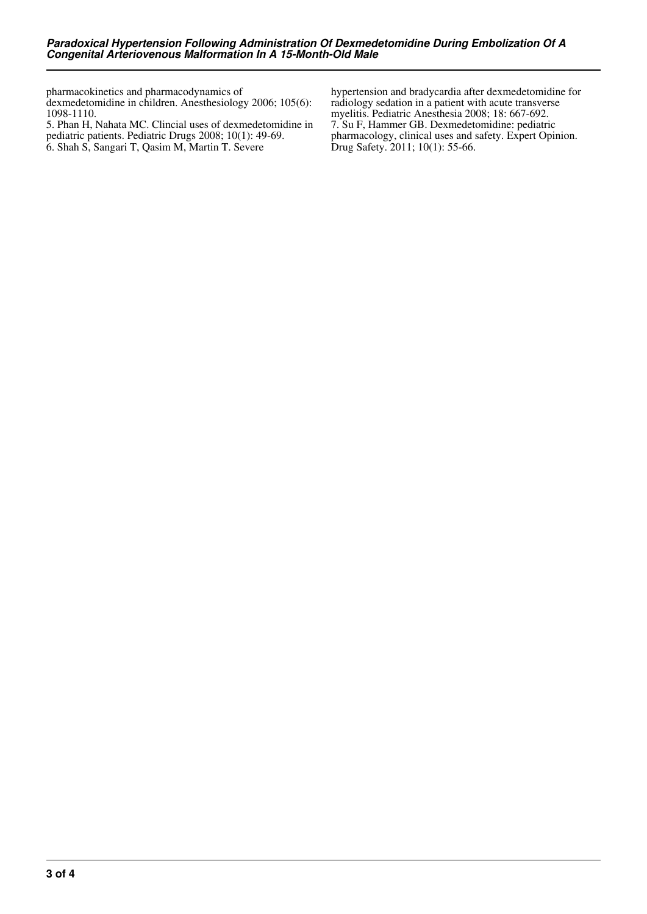pharmacokinetics and pharmacodynamics of dexmedetomidine in children. Anesthesiology 2006; 105(6): 1098-1110.

5. Phan H, Nahata MC. Clincial uses of dexmedetomidine in pediatric patients. Pediatric Drugs 2008; 10(1): 49-69.

6. Shah S, Sangari T, Qasim M, Martin T. Severe hypertension and bradycardia after dexmedetomidine for radiology sedation in a patient with acute transverse myelitis. Pediatric Anesthesia 2008; 18: 667-692.

7. Su F, Hammer GB. Dexmedetomidine: pediatric pharmacology, clinical uses and safety. Expert Opinion. Drug Safety. 2011; 10(1): 55-66.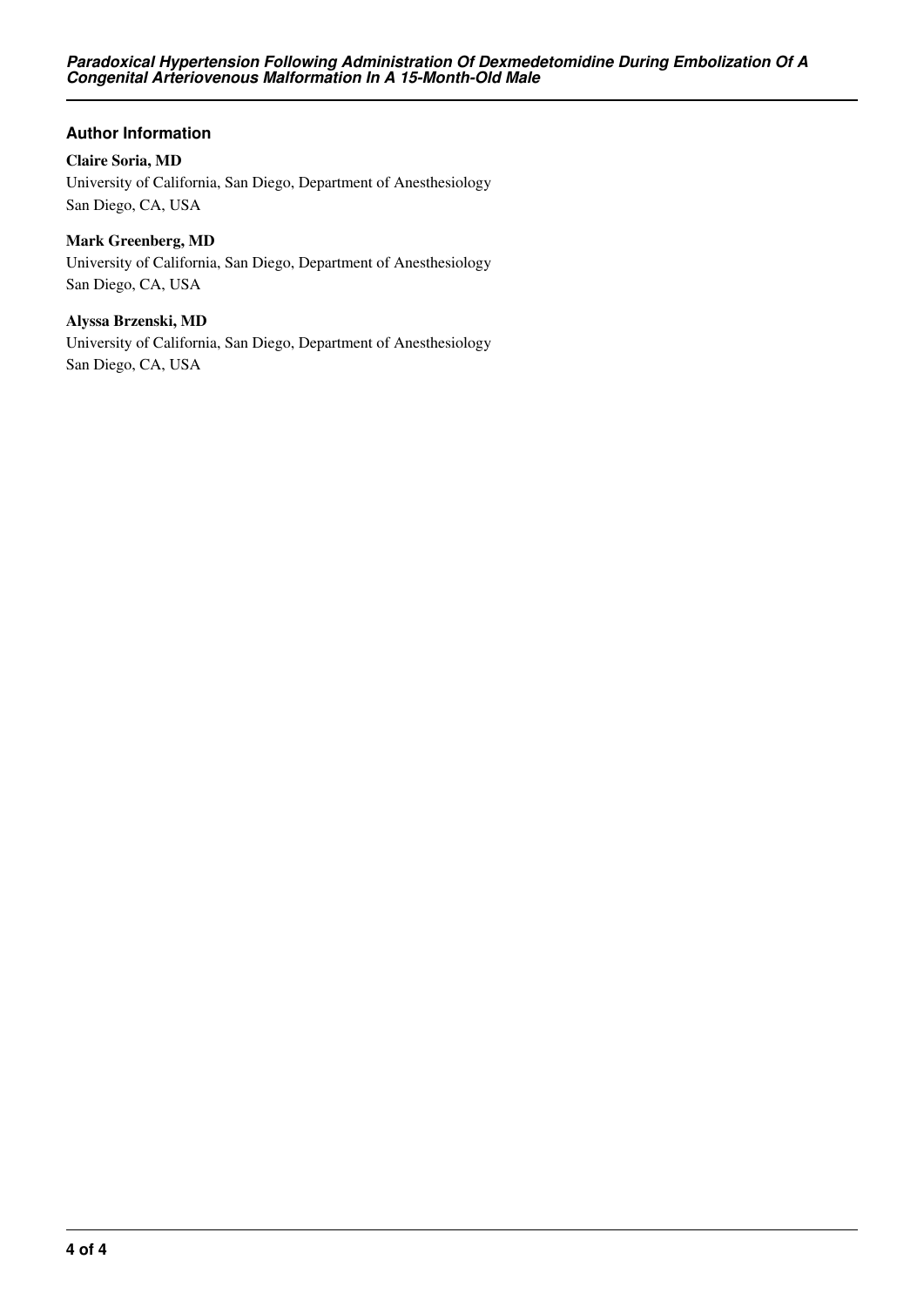## Author Information

**Claire Soria, MD**
University of California, San Diego, Department of Anesthesiology
San Diego, CA, USA

**Mark Greenberg, MD**
University of California, San Diego, Department of Anesthesiology
San Diego, CA, USA

**Alyssa Brzenski, MD**
University of California, San Diego, Department of Anesthesiology
San Diego, CA, USA